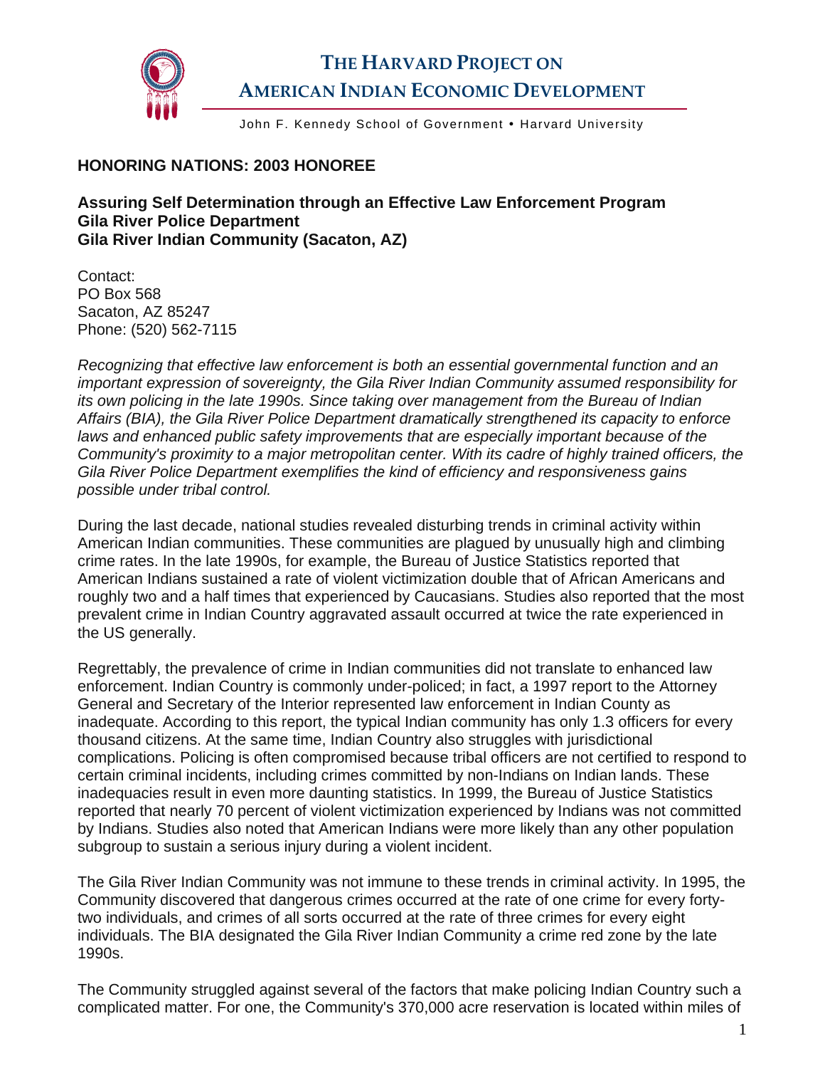# THE HARVARD PROJECT ON AMERICAN INDIAN ECONOMIC DEVELOPMENT

John F. Kennedy School of Government • Harvard University

## HONORING NATIONS: 2003 HONOREE

### Assuring Self Determination through an Effective Law Enforcement Program
### Gila River Police Department
### Gila River Indian Community (Sacaton, AZ)

Contact:
PO Box 568
Sacaton, AZ 85247
Phone: (520) 562-7115

*Recognizing that effective law enforcement is both an essential governmental function and an important expression of sovereignty, the Gila River Indian Community assumed responsibility for its own policing in the late 1990s. Since taking over management from the Bureau of Indian Affairs (BIA), the Gila River Police Department dramatically strengthened its capacity to enforce laws and enhanced public safety improvements that are especially important because of the Community's proximity to a major metropolitan center. With its cadre of highly trained officers, the Gila River Police Department exemplifies the kind of efficiency and responsiveness gains possible under tribal control.*

During the last decade, national studies revealed disturbing trends in criminal activity within American Indian communities. These communities are plagued by unusually high and climbing crime rates. In the late 1990s, for example, the Bureau of Justice Statistics reported that American Indians sustained a rate of violent victimization double that of African Americans and roughly two and a half times that experienced by Caucasians. Studies also reported that the most prevalent crime in Indian Country aggravated assault occurred at twice the rate experienced in the US generally.

Regrettably, the prevalence of crime in Indian communities did not translate to enhanced law enforcement. Indian Country is commonly under-policed; in fact, a 1997 report to the Attorney General and Secretary of the Interior represented law enforcement in Indian County as inadequate. According to this report, the typical Indian community has only 1.3 officers for every thousand citizens. At the same time, Indian Country also struggles with jurisdictional complications. Policing is often compromised because tribal officers are not certified to respond to certain criminal incidents, including crimes committed by non-Indians on Indian lands. These inadequacies result in even more daunting statistics. In 1999, the Bureau of Justice Statistics reported that nearly 70 percent of violent victimization experienced by Indians was not committed by Indians. Studies also noted that American Indians were more likely than any other population subgroup to sustain a serious injury during a violent incident.

The Gila River Indian Community was not immune to these trends in criminal activity. In 1995, the Community discovered that dangerous crimes occurred at the rate of one crime for every forty-two individuals, and crimes of all sorts occurred at the rate of three crimes for every eight individuals. The BIA designated the Gila River Indian Community a crime red zone by the late 1990s.

The Community struggled against several of the factors that make policing Indian Country such a complicated matter. For one, the Community's 370,000 acre reservation is located within miles of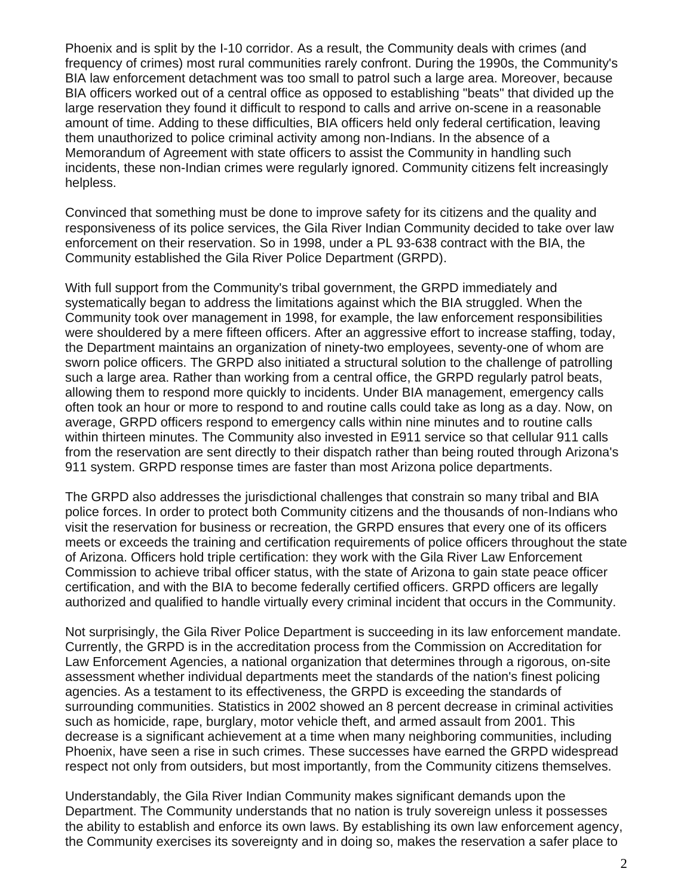Phoenix and is split by the I-10 corridor. As a result, the Community deals with crimes (and frequency of crimes) most rural communities rarely confront. During the 1990s, the Community's BIA law enforcement detachment was too small to patrol such a large area. Moreover, because BIA officers worked out of a central office as opposed to establishing "beats" that divided up the large reservation they found it difficult to respond to calls and arrive on-scene in a reasonable amount of time. Adding to these difficulties, BIA officers held only federal certification, leaving them unauthorized to police criminal activity among non-Indians. In the absence of a Memorandum of Agreement with state officers to assist the Community in handling such incidents, these non-Indian crimes were regularly ignored. Community citizens felt increasingly helpless.

Convinced that something must be done to improve safety for its citizens and the quality and responsiveness of its police services, the Gila River Indian Community decided to take over law enforcement on their reservation. So in 1998, under a PL 93-638 contract with the BIA, the Community established the Gila River Police Department (GRPD).

With full support from the Community's tribal government, the GRPD immediately and systematically began to address the limitations against which the BIA struggled. When the Community took over management in 1998, for example, the law enforcement responsibilities were shouldered by a mere fifteen officers. After an aggressive effort to increase staffing, today, the Department maintains an organization of ninety-two employees, seventy-one of whom are sworn police officers. The GRPD also initiated a structural solution to the challenge of patrolling such a large area. Rather than working from a central office, the GRPD regularly patrol beats, allowing them to respond more quickly to incidents. Under BIA management, emergency calls often took an hour or more to respond to and routine calls could take as long as a day. Now, on average, GRPD officers respond to emergency calls within nine minutes and to routine calls within thirteen minutes. The Community also invested in E911 service so that cellular 911 calls from the reservation are sent directly to their dispatch rather than being routed through Arizona's 911 system. GRPD response times are faster than most Arizona police departments.

The GRPD also addresses the jurisdictional challenges that constrain so many tribal and BIA police forces. In order to protect both Community citizens and the thousands of non-Indians who visit the reservation for business or recreation, the GRPD ensures that every one of its officers meets or exceeds the training and certification requirements of police officers throughout the state of Arizona. Officers hold triple certification: they work with the Gila River Law Enforcement Commission to achieve tribal officer status, with the state of Arizona to gain state peace officer certification, and with the BIA to become federally certified officers. GRPD officers are legally authorized and qualified to handle virtually every criminal incident that occurs in the Community.

Not surprisingly, the Gila River Police Department is succeeding in its law enforcement mandate. Currently, the GRPD is in the accreditation process from the Commission on Accreditation for Law Enforcement Agencies, a national organization that determines through a rigorous, on-site assessment whether individual departments meet the standards of the nation's finest policing agencies. As a testament to its effectiveness, the GRPD is exceeding the standards of surrounding communities. Statistics in 2002 showed an 8 percent decrease in criminal activities such as homicide, rape, burglary, motor vehicle theft, and armed assault from 2001. This decrease is a significant achievement at a time when many neighboring communities, including Phoenix, have seen a rise in such crimes. These successes have earned the GRPD widespread respect not only from outsiders, but most importantly, from the Community citizens themselves.

Understandably, the Gila River Indian Community makes significant demands upon the Department. The Community understands that no nation is truly sovereign unless it possesses the ability to establish and enforce its own laws. By establishing its own law enforcement agency, the Community exercises its sovereignty and in doing so, makes the reservation a safer place to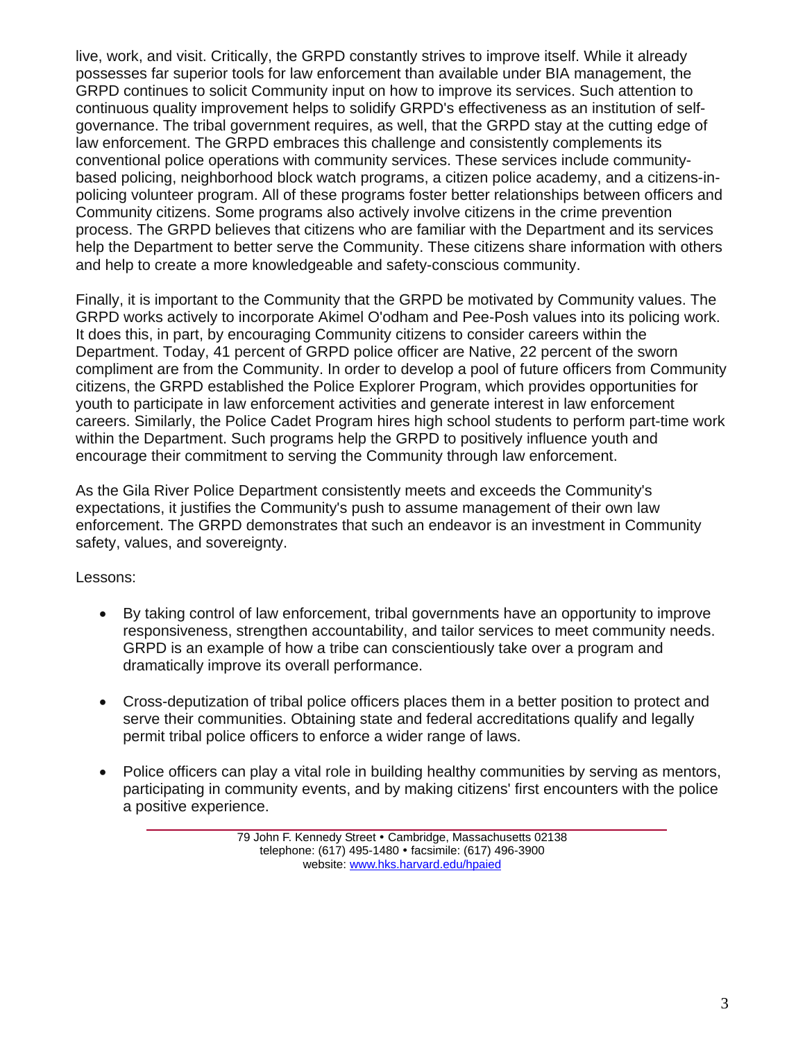live, work, and visit. Critically, the GRPD constantly strives to improve itself. While it already possesses far superior tools for law enforcement than available under BIA management, the GRPD continues to solicit Community input on how to improve its services. Such attention to continuous quality improvement helps to solidify GRPD's effectiveness as an institution of self-governance. The tribal government requires, as well, that the GRPD stay at the cutting edge of law enforcement. The GRPD embraces this challenge and consistently complements its conventional police operations with community services. These services include community-based policing, neighborhood block watch programs, a citizen police academy, and a citizens-in-policing volunteer program. All of these programs foster better relationships between officers and Community citizens. Some programs also actively involve citizens in the crime prevention process. The GRPD believes that citizens who are familiar with the Department and its services help the Department to better serve the Community. These citizens share information with others and help to create a more knowledgeable and safety-conscious community.

Finally, it is important to the Community that the GRPD be motivated by Community values. The GRPD works actively to incorporate Akimel O'odham and Pee-Posh values into its policing work. It does this, in part, by encouraging Community citizens to consider careers within the Department. Today, 41 percent of GRPD police officer are Native, 22 percent of the sworn compliment are from the Community. In order to develop a pool of future officers from Community citizens, the GRPD established the Police Explorer Program, which provides opportunities for youth to participate in law enforcement activities and generate interest in law enforcement careers. Similarly, the Police Cadet Program hires high school students to perform part-time work within the Department. Such programs help the GRPD to positively influence youth and encourage their commitment to serving the Community through law enforcement.

As the Gila River Police Department consistently meets and exceeds the Community's expectations, it justifies the Community's push to assume management of their own law enforcement. The GRPD demonstrates that such an endeavor is an investment in Community safety, values, and sovereignty.

Lessons:

- By taking control of law enforcement, tribal governments have an opportunity to improve responsiveness, strengthen accountability, and tailor services to meet community needs. GRPD is an example of how a tribe can conscientiously take over a program and dramatically improve its overall performance.

- Cross-deputization of tribal police officers places them in a better position to protect and serve their communities. Obtaining state and federal accreditations qualify and legally permit tribal police officers to enforce a wider range of laws.

- Police officers can play a vital role in building healthy communities by serving as mentors, participating in community events, and by making citizens' first encounters with the police a positive experience.

79 John F. Kennedy Street • Cambridge, Massachusetts 02138
telephone: (617) 495-1480 • facsimile: (617) 496-3900
website: www.hks.harvard.edu/hpaied